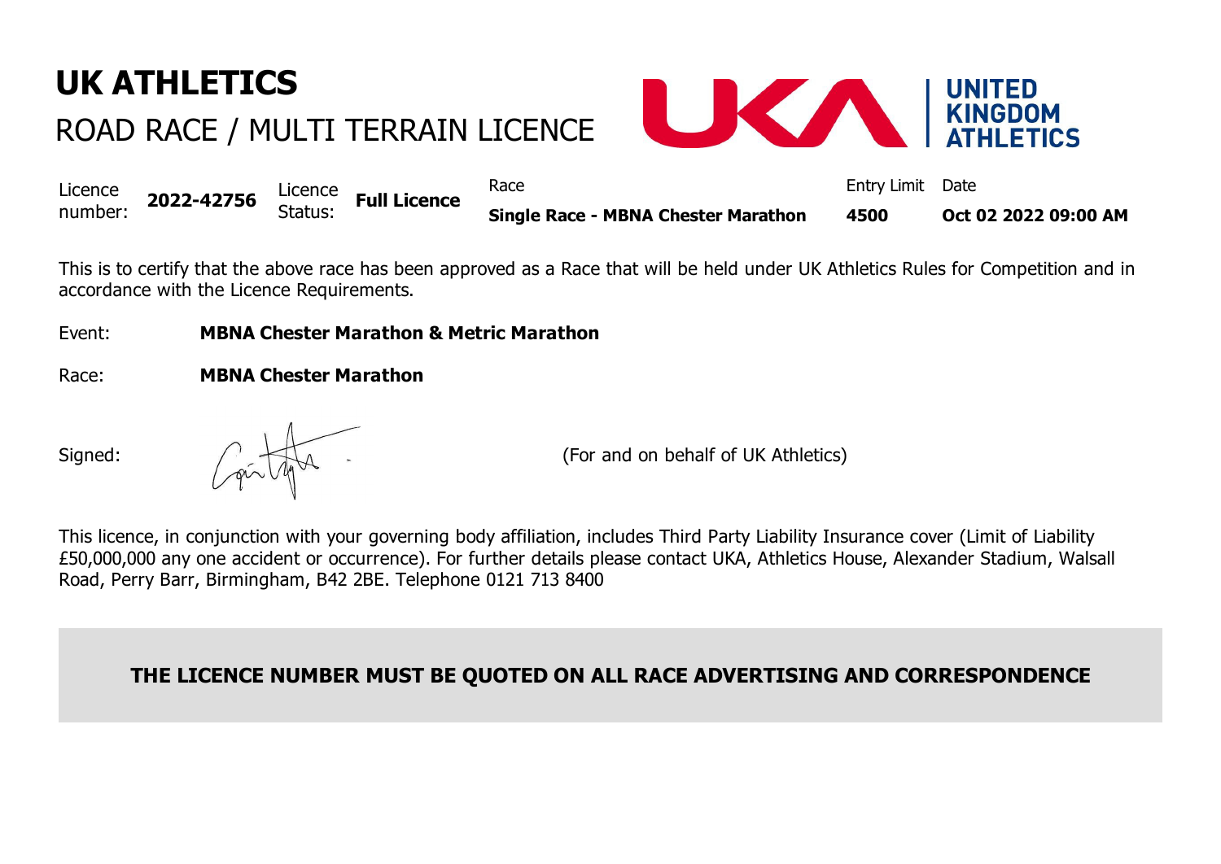# UK ATHLETICS

## ROAD RACE / MULTI TERRAIN LICENCE

UNITED KINGDOM ATHLETICS

| Licence number: | Licence Status: | Race | Entry Limit | Date |
|---|---|---|---|---|
| **2022-42756** | **Full Licence** | **Single Race - MBNA Chester Marathon** | **4500** | **Oct 02 2022 09:00 AM** |

This is to certify that the above race has been approved as a Race that will be held under UK Athletics Rules for Competition and in accordance with the Licence Requirements.

Event: **MBNA Chester Marathon & Metric Marathon**

Race: **MBNA Chester Marathon**

Signed: (For and on behalf of UK Athletics)

This licence, in conjunction with your governing body affiliation, includes Third Party Liability Insurance cover (Limit of Liability £50,000,000 any one accident or occurrence). For further details please contact UKA, Athletics House, Alexander Stadium, Walsall Road, Perry Barr, Birmingham, B42 2BE. Telephone 0121 713 8400

**THE LICENCE NUMBER MUST BE QUOTED ON ALL RACE ADVERTISING AND CORRESPONDENCE**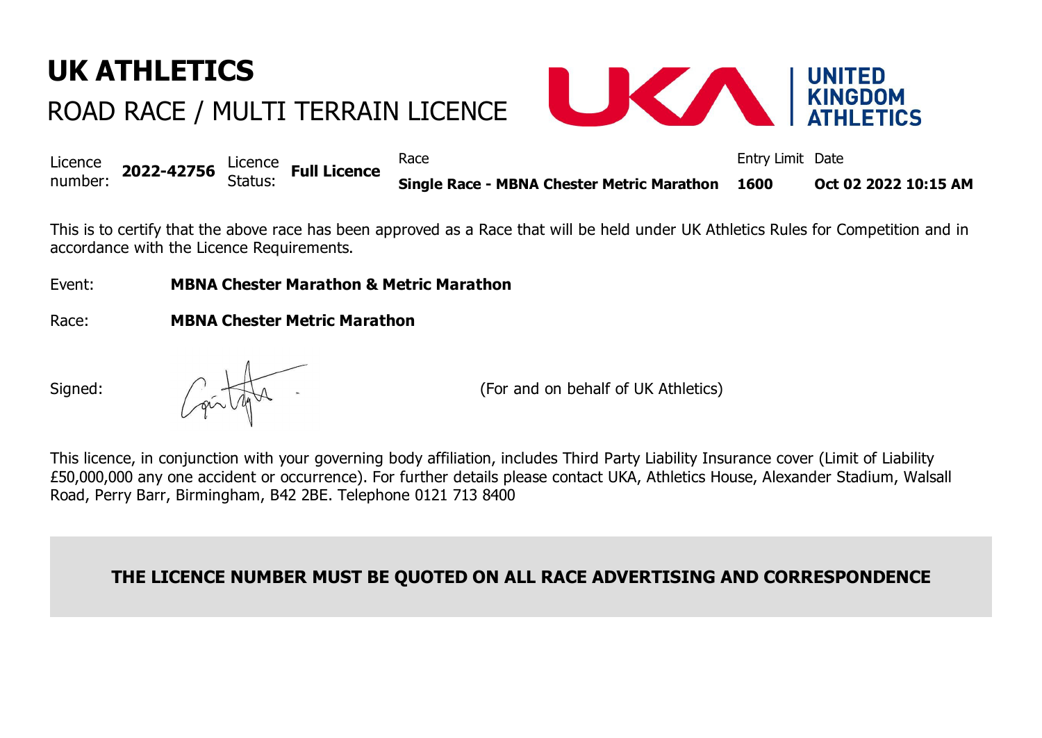# UK ATHLETICS

## ROAD RACE / MULTI TERRAIN LICENCE

UNITED KINGDOM ATHLETICS

| Licence number: | Licence Status: | Race | Entry Limit | Date |
|---|---|---|---|---|
| **2022-42756** | **Full Licence** | **Single Race - MBNA Chester Metric Marathon** | **1600** | **Oct 02 2022 10:15 AM** |

This is to certify that the above race has been approved as a Race that will be held under UK Athletics Rules for Competition and in accordance with the Licence Requirements.

Event: **MBNA Chester Marathon & Metric Marathon**

Race: **MBNA Chester Metric Marathon**

Signed: (For and on behalf of UK Athletics)

This licence, in conjunction with your governing body affiliation, includes Third Party Liability Insurance cover (Limit of Liability £50,000,000 any one accident or occurrence). For further details please contact UKA, Athletics House, Alexander Stadium, Walsall Road, Perry Barr, Birmingham, B42 2BE. Telephone 0121 713 8400

**THE LICENCE NUMBER MUST BE QUOTED ON ALL RACE ADVERTISING AND CORRESPONDENCE**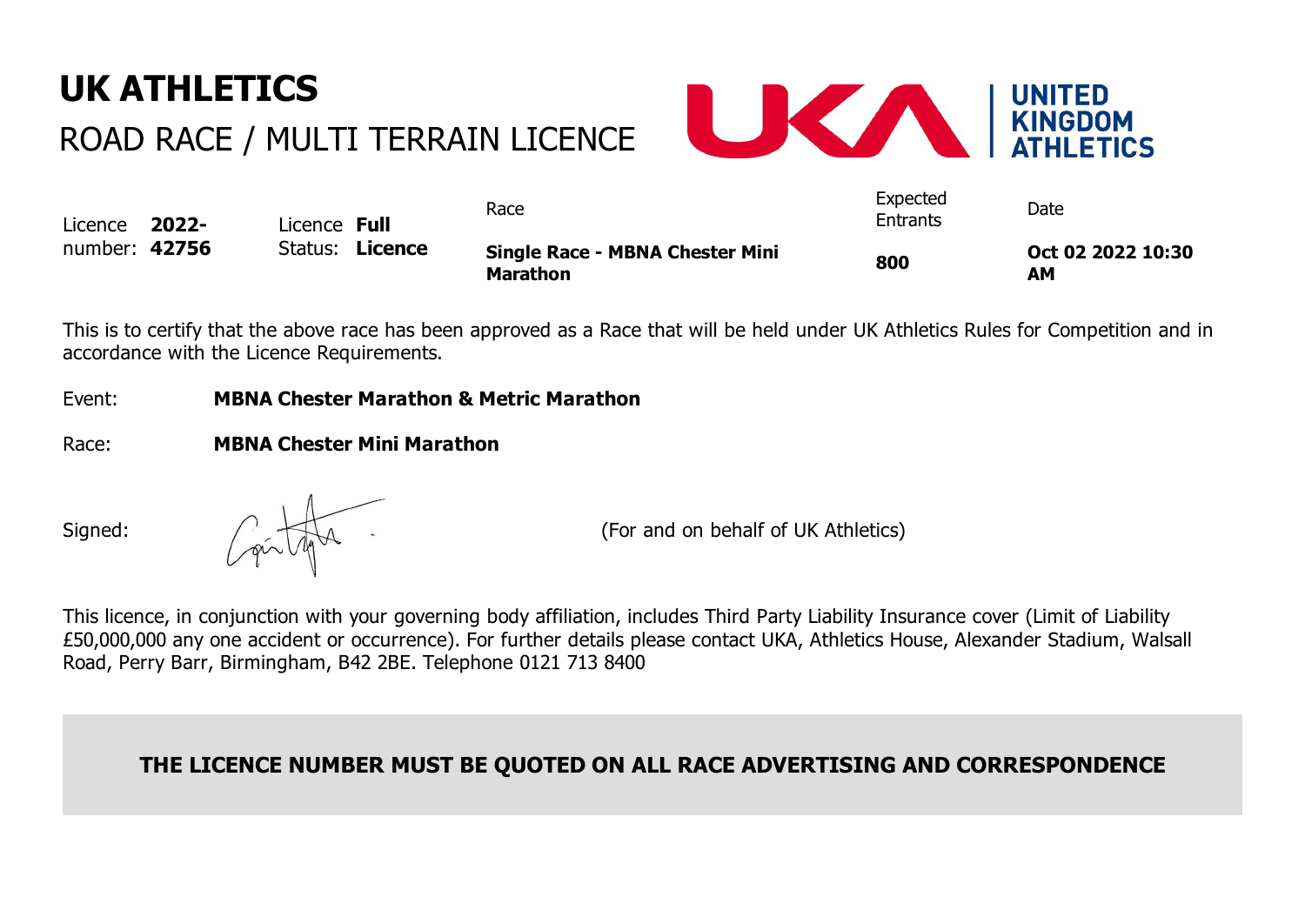# UK ATHLETICS

## ROAD RACE / MULTI TERRAIN LICENCE

| Licence number: | Licence Status: | Race | Expected Entrants | Date |
|---|---|---|---|---|
| **2022-42756** | **Full Licence** | **Single Race - MBNA Chester Mini Marathon** | **800** | **Oct 02 2022 10:30 AM** |

This is to certify that the above race has been approved as a Race that will be held under UK Athletics Rules for Competition and in accordance with the Licence Requirements.

Event: **MBNA Chester Marathon & Metric Marathon**

Race: **MBNA Chester Mini Marathon**

Signed: (For and on behalf of UK Athletics)

This licence, in conjunction with your governing body affiliation, includes Third Party Liability Insurance cover (Limit of Liability £50,000,000 any one accident or occurrence). For further details please contact UKA, Athletics House, Alexander Stadium, Walsall Road, Perry Barr, Birmingham, B42 2BE. Telephone 0121 713 8400

**THE LICENCE NUMBER MUST BE QUOTED ON ALL RACE ADVERTISING AND CORRESPONDENCE**